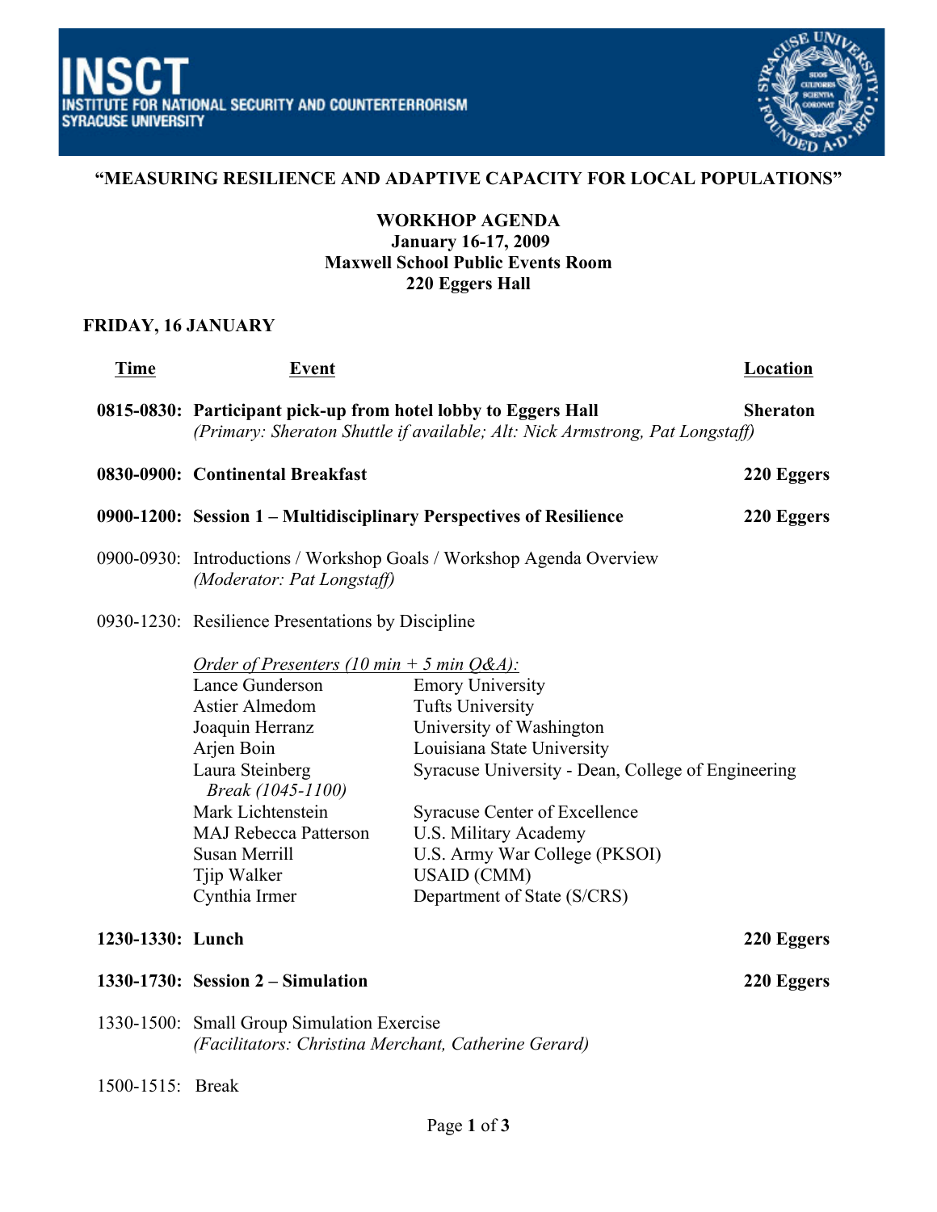# INSCT
## INSTITUTE FOR NATIONAL SECURITY AND COUNTERTERRORISM
## SYRACUSE UNIVERSITY

**"MEASURING RESILIENCE AND ADAPTIVE CAPACITY FOR LOCAL POPULATIONS"**

**WORKHOP AGENDA**
**January 16-17, 2009**
**Maxwell School Public Events Room**
**220 Eggers Hall**

### FRIDAY, 16 JANUARY

| Time | Event | Location |
| --- | --- | --- |
| **0815-0830:** | **Participant pick-up from hotel lobby to Eggers Hall** *(Primary: Sheraton Shuttle if available; Alt: Nick Armstrong, Pat Longstaff)* | **Sheraton** |
| **0830-0900:** | **Continental Breakfast** | **220 Eggers** |
| **0900-1200:** | **Session 1 – Multidisciplinary Perspectives of Resilience** | **220 Eggers** |
| 0900-0930: | Introductions / Workshop Goals / Workshop Agenda Overview *(Moderator: Pat Longstaff)* | |
| 0930-1230: | Resilience Presentations by Discipline | |

*Order of Presenters (10 min + 5 min Q&A):*

| Presenter | Affiliation |
| --- | --- |
| Lance Gunderson | Emory University |
| Astier Almedom | Tufts University |
| Joaquin Herranz | University of Washington |
| Arjen Boin | Louisiana State University |
| Laura Steinberg | Syracuse University - Dean, College of Engineering |
| *Break (1045-1100)* | |
| Mark Lichtenstein | Syracuse Center of Excellence |
| MAJ Rebecca Patterson | U.S. Military Academy |
| Susan Merrill | U.S. Army War College (PKSOI) |
| Tjip Walker | USAID (CMM) |
| Cynthia Irmer | Department of State (S/CRS) |

| Time | Event | Location |
| --- | --- | --- |
| **1230-1330:** | **Lunch** | **220 Eggers** |
| **1330-1730:** | **Session 2 – Simulation** | **220 Eggers** |
| 1330-1500: | Small Group Simulation Exercise *(Facilitators: Christina Merchant, Catherine Gerard)* | |
| 1500-1515: | Break | |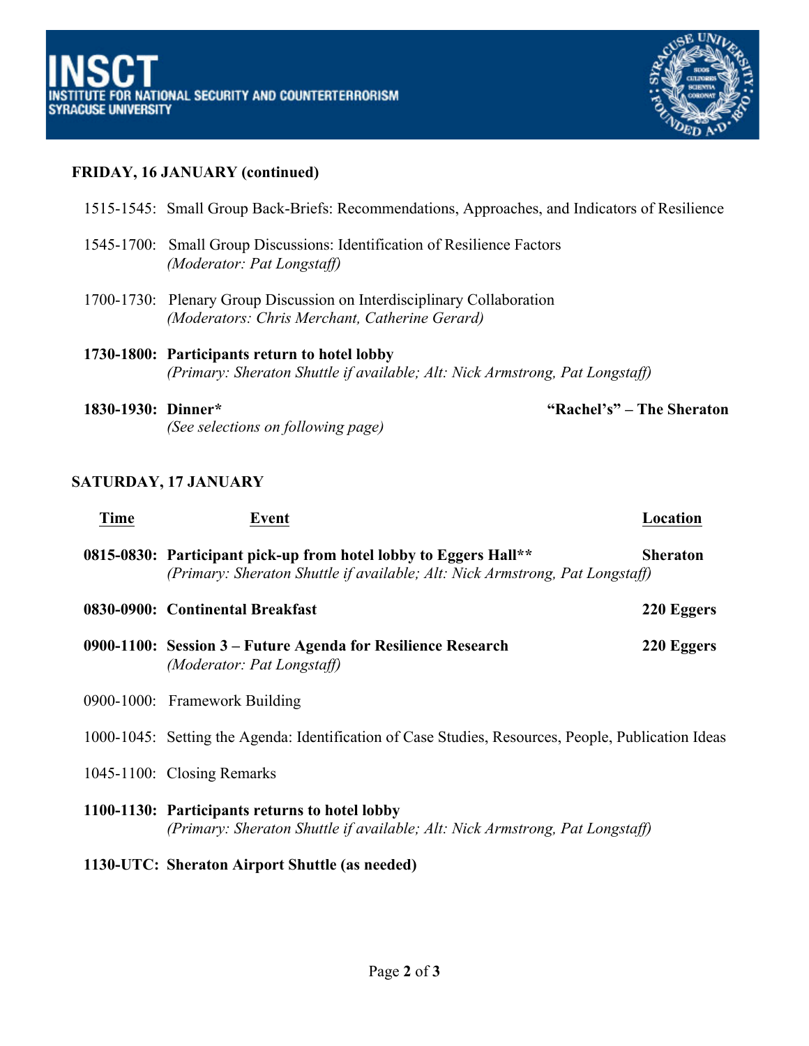# INSCT
## INSTITUTE FOR NATIONAL SECURITY AND COUNTERTERRORISM
## SYRACUSE UNIVERSITY

**FRIDAY, 16 JANUARY (continued)**

1515-1545: Small Group Back-Briefs: Recommendations, Approaches, and Indicators of Resilience

1545-1700: Small Group Discussions: Identification of Resilience Factors
*(Moderator: Pat Longstaff)*

1700-1730: Plenary Group Discussion on Interdisciplinary Collaboration
*(Moderators: Chris Merchant, Catherine Gerard)*

**1730-1800: Participants return to hotel lobby**
*(Primary: Sheraton Shuttle if available; Alt: Nick Armstrong, Pat Longstaff)*

**1830-1930: Dinner*** — **"Rachel's" – The Sheraton**
*(See selections on following page)*

**SATURDAY, 17 JANUARY**

| Time | Event | Location |
|---|---|---|
| **0815-0830:** | **Participant pick-up from hotel lobby to Eggers Hall**** *(Primary: Sheraton Shuttle if available; Alt: Nick Armstrong, Pat Longstaff)* | **Sheraton** |
| **0830-0900:** | **Continental Breakfast** | **220 Eggers** |
| **0900-1100:** | **Session 3 – Future Agenda for Resilience Research** *(Moderator: Pat Longstaff)* | **220 Eggers** |
| 0900-1000: | Framework Building | |
| 1000-1045: | Setting the Agenda: Identification of Case Studies, Resources, People, Publication Ideas | |
| 1045-1100: | Closing Remarks | |
| **1100-1130:** | **Participants returns to hotel lobby** *(Primary: Sheraton Shuttle if available; Alt: Nick Armstrong, Pat Longstaff)* | |
| **1130-UTC:** | **Sheraton Airport Shuttle (as needed)** | |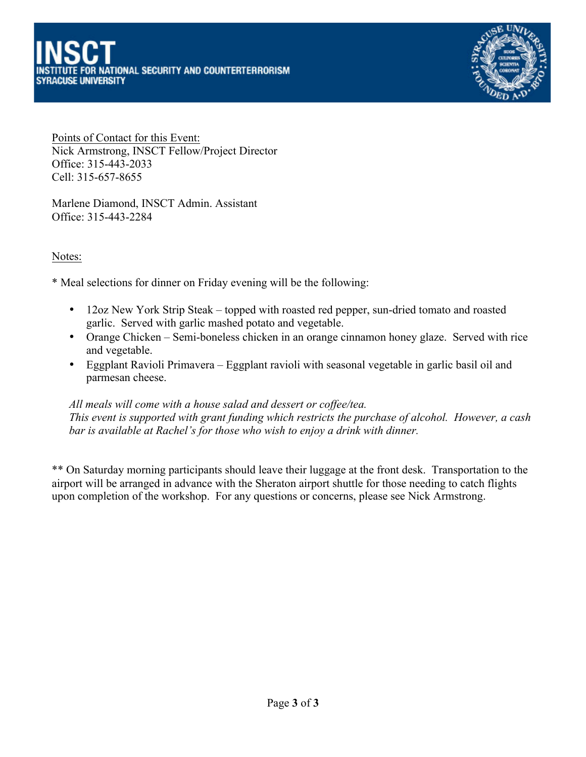INSCT
INSTITUTE FOR NATIONAL SECURITY AND COUNTERTERRORISM
SYRACUSE UNIVERSITY

Points of Contact for this Event:
Nick Armstrong, INSCT Fellow/Project Director
Office: 315-443-2033
Cell: 315-657-8655

Marlene Diamond, INSCT Admin. Assistant
Office: 315-443-2284

Notes:

* Meal selections for dinner on Friday evening will be the following:

- 12oz New York Strip Steak – topped with roasted red pepper, sun-dried tomato and roasted garlic. Served with garlic mashed potato and vegetable.
- Orange Chicken – Semi-boneless chicken in an orange cinnamon honey glaze. Served with rice and vegetable.
- Eggplant Ravioli Primavera – Eggplant ravioli with seasonal vegetable in garlic basil oil and parmesan cheese.

*All meals will come with a house salad and dessert or coffee/tea.*
*This event is supported with grant funding which restricts the purchase of alcohol. However, a cash bar is available at Rachel's for those who wish to enjoy a drink with dinner.*

** On Saturday morning participants should leave their luggage at the front desk. Transportation to the airport will be arranged in advance with the Sheraton airport shuttle for those needing to catch flights upon completion of the workshop. For any questions or concerns, please see Nick Armstrong.